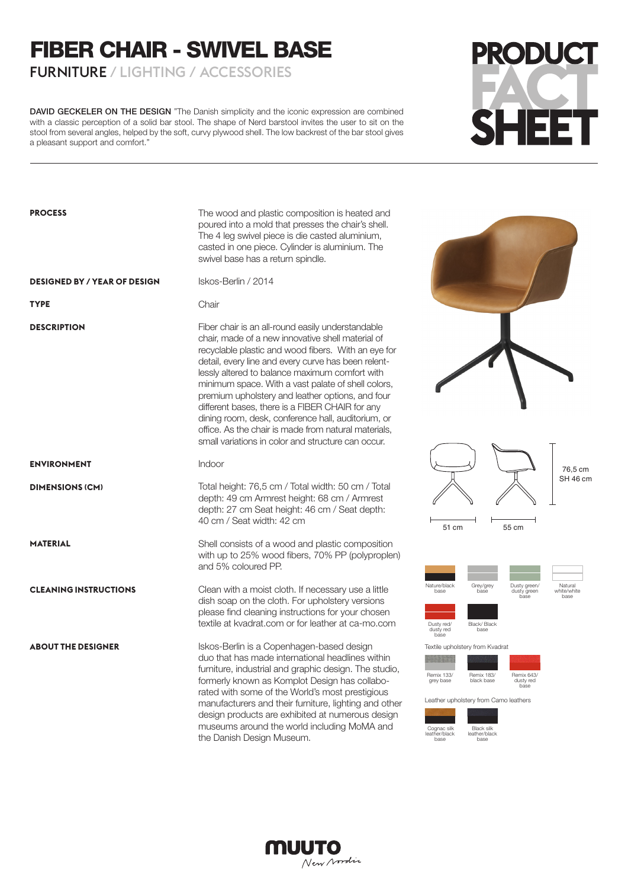# FIBER CHAIR - SWIVEL BASE

FURNITURE / LIGHTING / ACCESSORIES

PRODUCT FACT SHEET

**DAVID GECKELER ON THE DESIGN** "The Danish simplicity and the iconic expression are combined with a classic perception of a solid bar stool. The shape of Nerd barstool invites the user to sit on the stool from several angles, helped by the soft, curvy plywood shell. The low backrest of the bar stool gives a pleasant support and comfort."

**PROCESS**

The wood and plastic composition is heated and poured into a mold that presses the chair's shell. The 4 leg swivel piece is die casted aluminium, casted in one piece. Cylinder is aluminium. The swivel base has a return spindle.

**DESIGNED BY / YEAR OF DESIGN**

Iskos-Berlin / 2014

**TYPE**

Chair

**DESCRIPTION**

Fiber chair is an all-round easily understandable chair, made of a new innovative shell material of recyclable plastic and wood fibers. With an eye for detail, every line and every curve has been relentlessly altered to balance maximum comfort with minimum space. With a vast palate of shell colors, premium upholstery and leather options, and four different bases, there is a FIBER CHAIR for any dining room, desk, conference hall, auditorium, or office. As the chair is made from natural materials, small variations in color and structure can occur.

**ENVIRONMENT**

Indoor

**DIMENSIONS (CM)**

Total height: 76,5 cm / Total width: 50 cm / Total depth: 49 cm Armrest height: 68 cm / Armrest depth: 27 cm Seat height: 46 cm / Seat depth: 40 cm / Seat width: 42 cm

**MATERIAL**

Shell consists of a wood and plastic composition with up to 25% wood fibers, 70% PP (polyproplen) and 5% coloured PP.

**CLEANING INSTRUCTIONS**

Clean with a moist cloth. If necessary use a little dish soap on the cloth. For upholstery versions please find cleaning instructions for your chosen textile at kvadrat.com or for leather at ca-mo.com

**ABOUT THE DESIGNER**

Iskos-Berlin is a Copenhagen-based design duo that has made international headlines within furniture, industrial and graphic design. The studio, formerly known as Komplot Design has collaborated with some of the World's most prestigious manufacturers and their furniture, lighting and other design products are exhibited at numerous design museums around the world including MoMA and the Danish Design Museum.

51 cm — 55 cm — 76,5 cm — SH 46 cm

Nature/black base — Grey/grey base — Dusty green/dusty green base — Natural white/white base — Dusty red/dusty red base — Black/Black base

Textile upholstery from Kvadrat

Remix 133/grey base — Remix 183/black base — Remix 643/dusty red base

Leather upholstery from Camo leathers

Cognac silk leather/black base — Black silk leather/black base

MUUTO New Nordic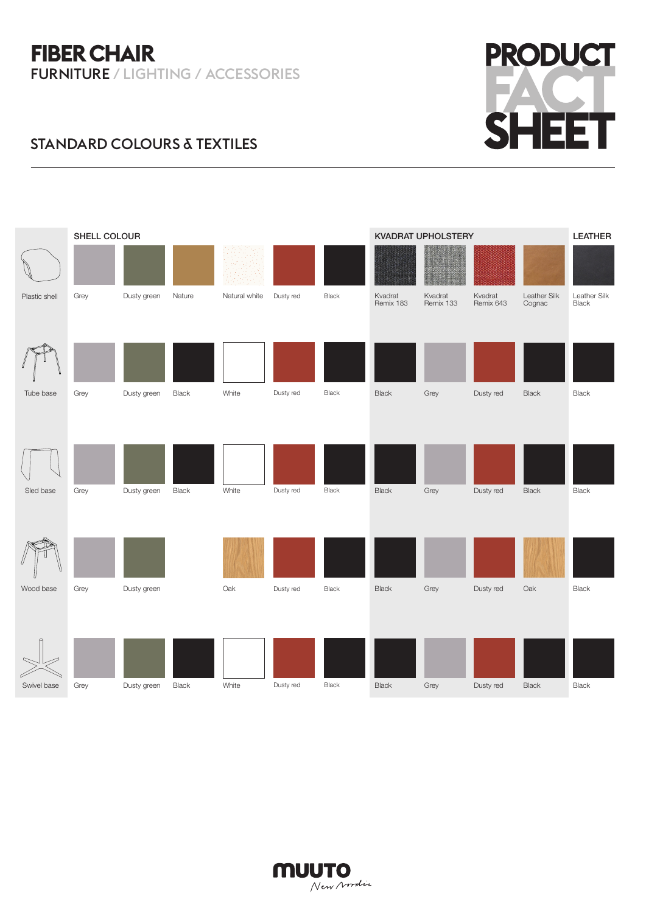# FIBER CHAIR

FURNITURE / LIGHTING / ACCESSORIES

PRODUCT FACT SHEET

## STANDARD COLOURS & TEXTILES

| | SHELL COLOUR | | | | | | KVADRAT UPHOLSTERY | | | | LEATHER |
|---|---|---|---|---|---|---|---|---|---|---|---|
| Plastic shell | Grey | Dusty green | Nature | Natural white | Dusty red | Black | Kvadrat Remix 183 | Kvadrat Remix 133 | Kvadrat Remix 643 | Leather Silk Cognac | Leather Silk Black |
| Tube base | Grey | Dusty green | Black | White | Dusty red | Black | Black | Grey | Dusty red | Black | Black |
| Sled base | Grey | Dusty green | Black | White | Dusty red | Black | Black | Grey | Dusty red | Black | Black |
| Wood base | Grey | Dusty green | | Oak | Dusty red | Black | Black | Grey | Dusty red | Oak | Black |
| Swivel base | Grey | Dusty green | Black | White | Dusty red | Black | Black | Grey | Dusty red | Black | Black |

MUUTO New Nordic